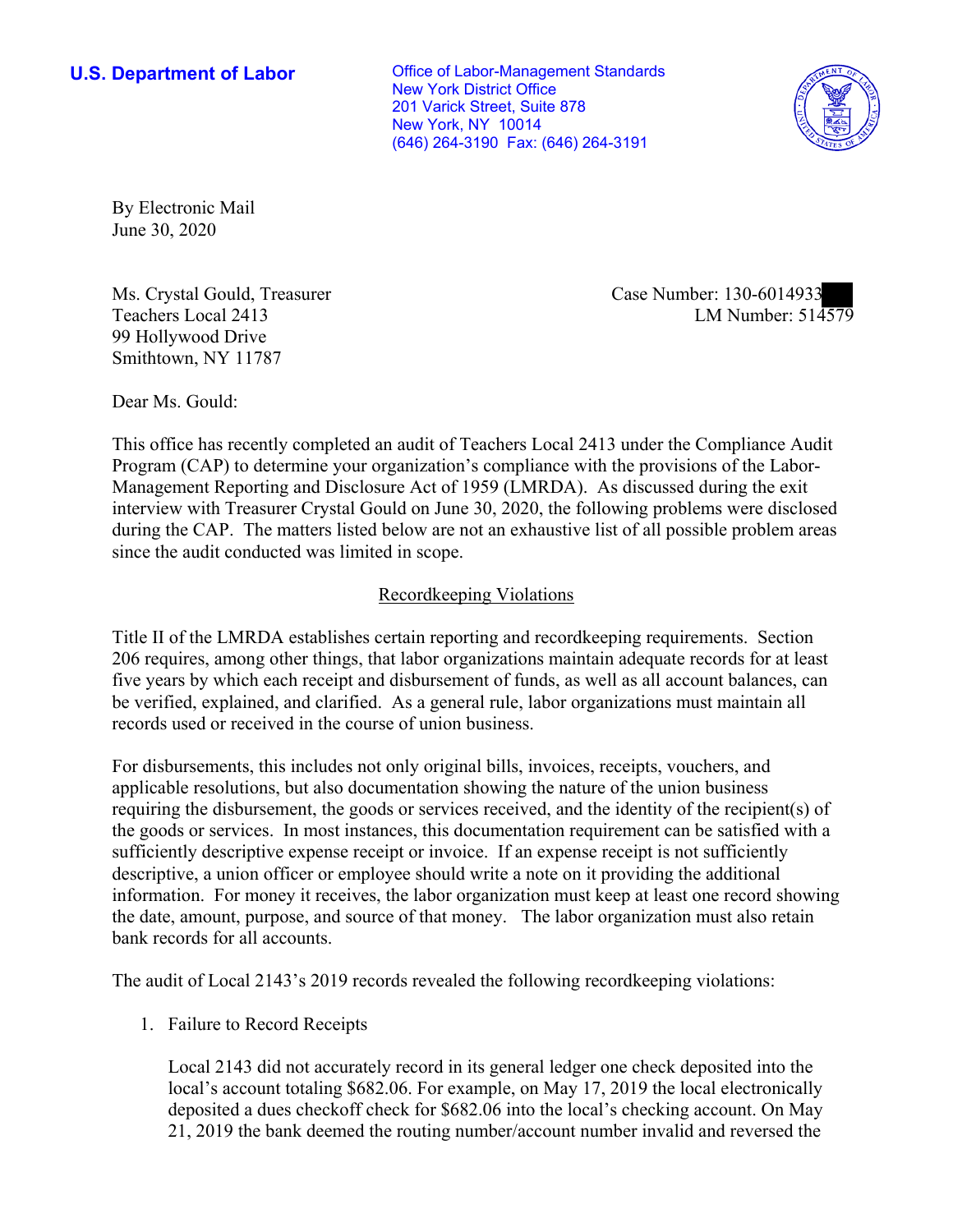**U.S. Department of Labor**

Office of Labor-Management Standards
New York District Office
201 Varick Street, Suite 878
New York, NY 10014
(646) 264-3190 Fax: (646) 264-3191

By Electronic Mail
June 30, 2020

Ms. Crystal Gould, Treasurer
Teachers Local 2413
99 Hollywood Drive
Smithtown, NY 11787

Case Number: 130-6014933
LM Number: 514579

Dear Ms. Gould:

This office has recently completed an audit of Teachers Local 2413 under the Compliance Audit Program (CAP) to determine your organization's compliance with the provisions of the Labor-Management Reporting and Disclosure Act of 1959 (LMRDA). As discussed during the exit interview with Treasurer Crystal Gould on June 30, 2020, the following problems were disclosed during the CAP. The matters listed below are not an exhaustive list of all possible problem areas since the audit conducted was limited in scope.

## Recordkeeping Violations

Title II of the LMRDA establishes certain reporting and recordkeeping requirements. Section 206 requires, among other things, that labor organizations maintain adequate records for at least five years by which each receipt and disbursement of funds, as well as all account balances, can be verified, explained, and clarified. As a general rule, labor organizations must maintain all records used or received in the course of union business.

For disbursements, this includes not only original bills, invoices, receipts, vouchers, and applicable resolutions, but also documentation showing the nature of the union business requiring the disbursement, the goods or services received, and the identity of the recipient(s) of the goods or services. In most instances, this documentation requirement can be satisfied with a sufficiently descriptive expense receipt or invoice. If an expense receipt is not sufficiently descriptive, a union officer or employee should write a note on it providing the additional information. For money it receives, the labor organization must keep at least one record showing the date, amount, purpose, and source of that money. The labor organization must also retain bank records for all accounts.

The audit of Local 2143's 2019 records revealed the following recordkeeping violations:

1. Failure to Record Receipts

   Local 2143 did not accurately record in its general ledger one check deposited into the local's account totaling $682.06. For example, on May 17, 2019 the local electronically deposited a dues checkoff check for $682.06 into the local's checking account. On May 21, 2019 the bank deemed the routing number/account number invalid and reversed the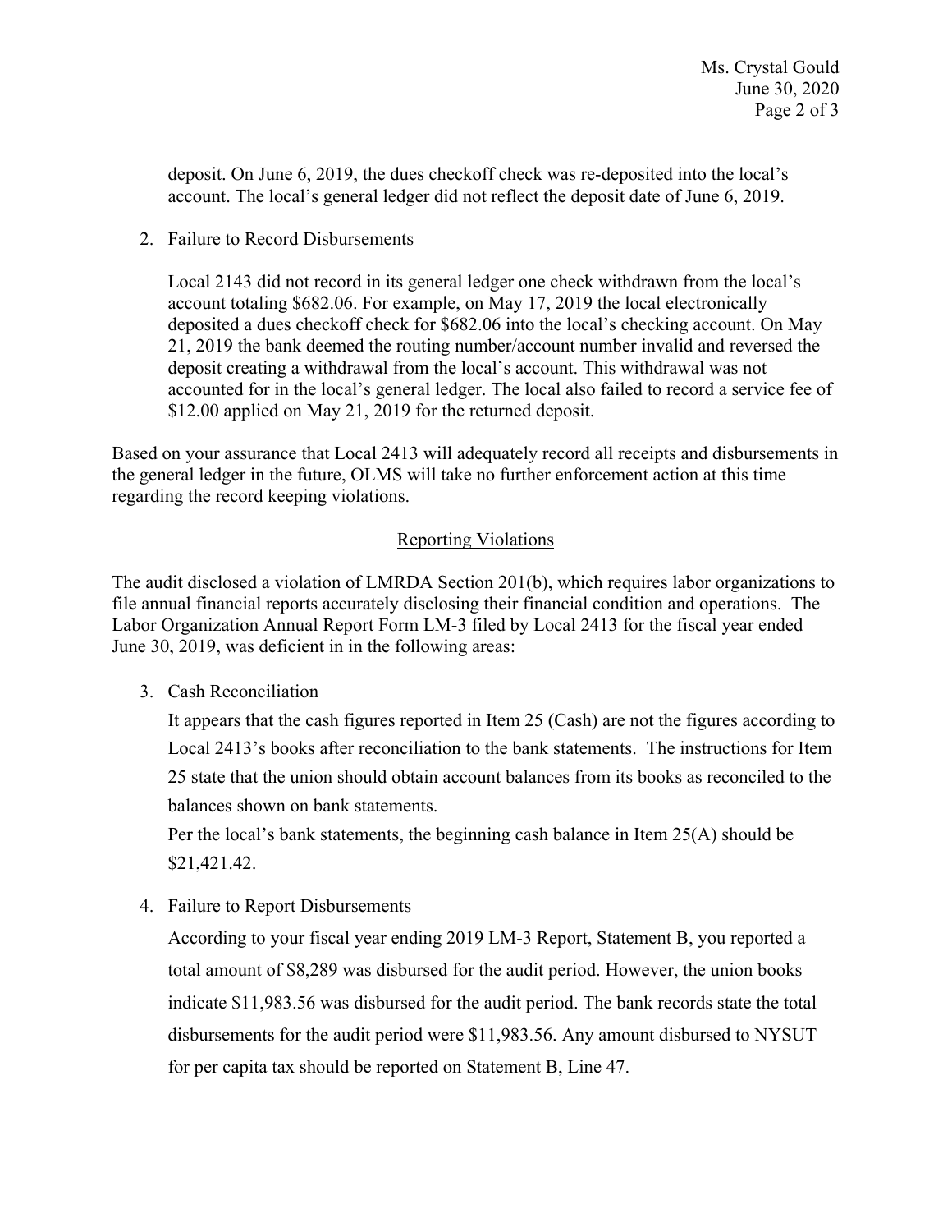deposit. On June 6, 2019, the dues checkoff check was re-deposited into the local's account. The local's general ledger did not reflect the deposit date of June 6, 2019.

2. Failure to Record Disbursements

   Local 2143 did not record in its general ledger one check withdrawn from the local's account totaling $682.06. For example, on May 17, 2019 the local electronically deposited a dues checkoff check for $682.06 into the local's checking account. On May 21, 2019 the bank deemed the routing number/account number invalid and reversed the deposit creating a withdrawal from the local's account. This withdrawal was not accounted for in the local's general ledger. The local also failed to record a service fee of $12.00 applied on May 21, 2019 for the returned deposit.

Based on your assurance that Local 2413 will adequately record all receipts and disbursements in the general ledger in the future, OLMS will take no further enforcement action at this time regarding the record keeping violations.

## Reporting Violations

The audit disclosed a violation of LMRDA Section 201(b), which requires labor organizations to file annual financial reports accurately disclosing their financial condition and operations. The Labor Organization Annual Report Form LM-3 filed by Local 2413 for the fiscal year ended June 30, 2019, was deficient in in the following areas:

3. Cash Reconciliation

   It appears that the cash figures reported in Item 25 (Cash) are not the figures according to Local 2413's books after reconciliation to the bank statements. The instructions for Item 25 state that the union should obtain account balances from its books as reconciled to the balances shown on bank statements.

   Per the local's bank statements, the beginning cash balance in Item 25(A) should be $21,421.42.

4. Failure to Report Disbursements

   According to your fiscal year ending 2019 LM-3 Report, Statement B, you reported a total amount of $8,289 was disbursed for the audit period. However, the union books indicate $11,983.56 was disbursed for the audit period. The bank records state the total disbursements for the audit period were $11,983.56. Any amount disbursed to NYSUT for per capita tax should be reported on Statement B, Line 47.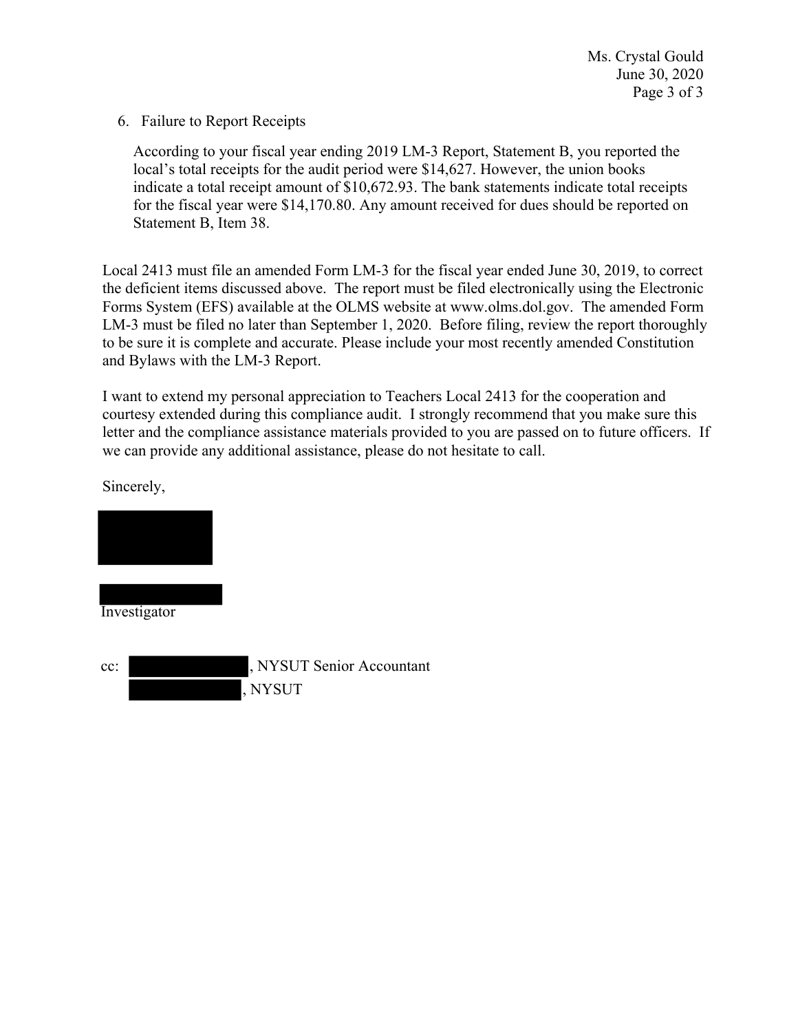6. Failure to Report Receipts

   According to your fiscal year ending 2019 LM-3 Report, Statement B, you reported the local's total receipts for the audit period were $14,627. However, the union books indicate a total receipt amount of $10,672.93. The bank statements indicate total receipts for the fiscal year were $14,170.80. Any amount received for dues should be reported on Statement B, Item 38.

Local 2413 must file an amended Form LM-3 for the fiscal year ended June 30, 2019, to correct the deficient items discussed above. The report must be filed electronically using the Electronic Forms System (EFS) available at the OLMS website at www.olms.dol.gov. The amended Form LM-3 must be filed no later than September 1, 2020. Before filing, review the report thoroughly to be sure it is complete and accurate. Please include your most recently amended Constitution and Bylaws with the LM-3 Report.

I want to extend my personal appreciation to Teachers Local 2413 for the cooperation and courtesy extended during this compliance audit. I strongly recommend that you make sure this letter and the compliance assistance materials provided to you are passed on to future officers. If we can provide any additional assistance, please do not hesitate to call.

Sincerely,

Investigator

cc: , NYSUT Senior Accountant
, NYSUT